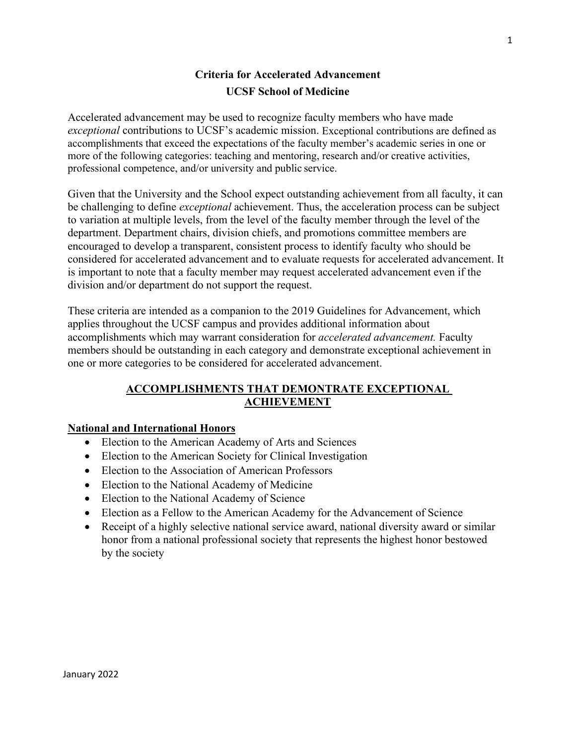# Criteria for Accelerated Advancement

## UCSF School of Medicine

Accelerated advancement may be used to recognize faculty members who have made *exceptional* contributions to UCSF's academic mission. Exceptional contributions are defined as accomplishments that exceed the expectations of the faculty member's academic series in one or more of the following categories: teaching and mentoring, research and/or creative activities, professional competence, and/or university and public service.

Given that the University and the School expect outstanding achievement from all faculty, it can be challenging to define *exceptional* achievement. Thus, the acceleration process can be subject to variation at multiple levels, from the level of the faculty member through the level of the department. Department chairs, division chiefs, and promotions committee members are encouraged to develop a transparent, consistent process to identify faculty who should be considered for accelerated advancement and to evaluate requests for accelerated advancement. It is important to note that a faculty member may request accelerated advancement even if the division and/or department do not support the request.

These criteria are intended as a companion to the 2019 Guidelines for Advancement, which applies throughout the UCSF campus and provides additional information about accomplishments which may warrant consideration for *accelerated advancement.* Faculty members should be outstanding in each category and demonstrate exceptional achievement in one or more categories to be considered for accelerated advancement.

## ACCOMPLISHMENTS THAT DEMONTRATE EXCEPTIONAL ACHIEVEMENT

### National and International Honors

- Election to the American Academy of Arts and Sciences
- Election to the American Society for Clinical Investigation
- Election to the Association of American Professors
- Election to the National Academy of Medicine
- Election to the National Academy of Science
- Election as a Fellow to the American Academy for the Advancement of Science
- Receipt of a highly selective national service award, national diversity award or similar honor from a national professional society that represents the highest honor bestowed by the society

January 2022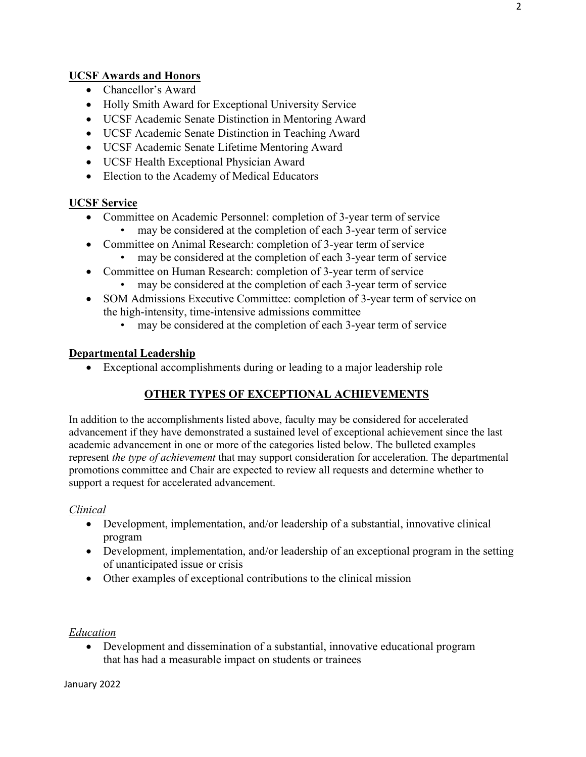**UCSF Awards and Honors**

- Chancellor's Award
- Holly Smith Award for Exceptional University Service
- UCSF Academic Senate Distinction in Mentoring Award
- UCSF Academic Senate Distinction in Teaching Award
- UCSF Academic Senate Lifetime Mentoring Award
- UCSF Health Exceptional Physician Award
- Election to the Academy of Medical Educators

**UCSF Service**

- Committee on Academic Personnel: completion of 3-year term of service
  - may be considered at the completion of each 3-year term of service
- Committee on Animal Research: completion of 3-year term of service
  - may be considered at the completion of each 3-year term of service
- Committee on Human Research: completion of 3-year term of service
  - may be considered at the completion of each 3-year term of service
- SOM Admissions Executive Committee: completion of 3-year term of service on the high-intensity, time-intensive admissions committee
  - may be considered at the completion of each 3-year term of service

**Departmental Leadership**

- Exceptional accomplishments during or leading to a major leadership role

## OTHER TYPES OF EXCEPTIONAL ACHIEVEMENTS

In addition to the accomplishments listed above, faculty may be considered for accelerated advancement if they have demonstrated a sustained level of exceptional achievement since the last academic advancement in one or more of the categories listed below. The bulleted examples represent *the type of achievement* that may support consideration for acceleration. The departmental promotions committee and Chair are expected to review all requests and determine whether to support a request for accelerated advancement.

*Clinical*

- Development, implementation, and/or leadership of a substantial, innovative clinical program
- Development, implementation, and/or leadership of an exceptional program in the setting of unanticipated issue or crisis
- Other examples of exceptional contributions to the clinical mission

*Education*

- Development and dissemination of a substantial, innovative educational program that has had a measurable impact on students or trainees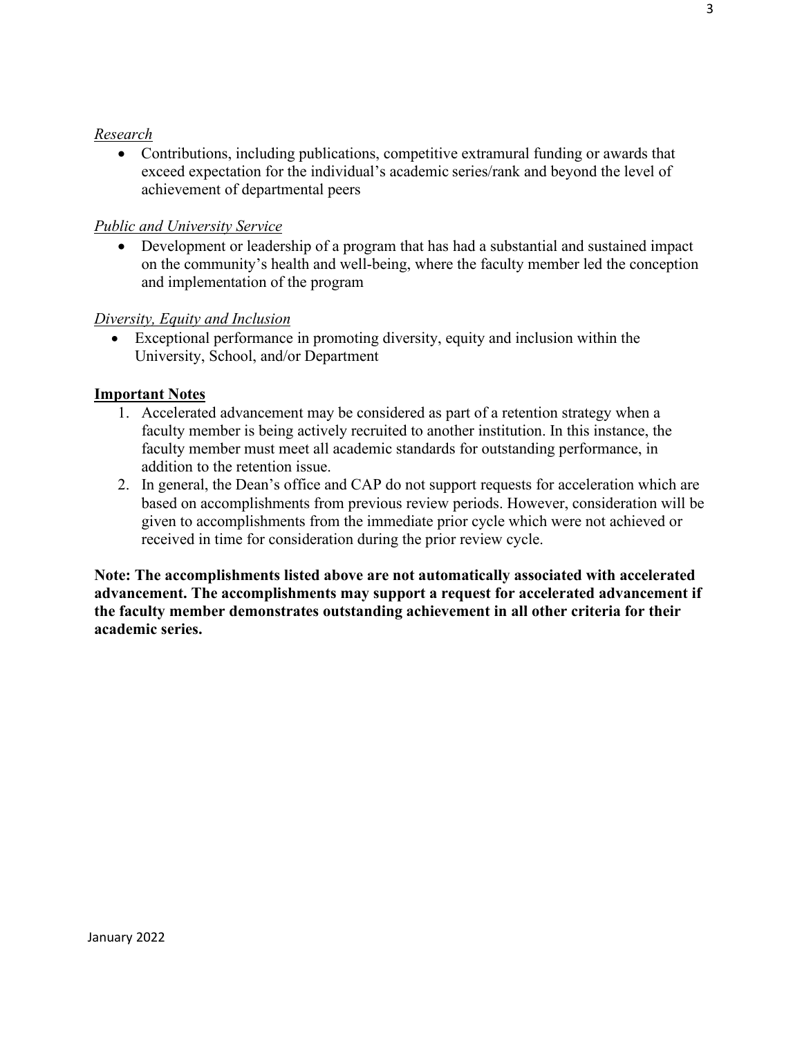*Research*

- Contributions, including publications, competitive extramural funding or awards that exceed expectation for the individual's academic series/rank and beyond the level of achievement of departmental peers

*Public and University Service*

- Development or leadership of a program that has had a substantial and sustained impact on the community's health and well-being, where the faculty member led the conception and implementation of the program

*Diversity, Equity and Inclusion*

- Exceptional performance in promoting diversity, equity and inclusion within the University, School, and/or Department

**Important Notes**

1. Accelerated advancement may be considered as part of a retention strategy when a faculty member is being actively recruited to another institution. In this instance, the faculty member must meet all academic standards for outstanding performance, in addition to the retention issue.
2. In general, the Dean's office and CAP do not support requests for acceleration which are based on accomplishments from previous review periods. However, consideration will be given to accomplishments from the immediate prior cycle which were not achieved or received in time for consideration during the prior review cycle.

**Note: The accomplishments listed above are not automatically associated with accelerated advancement. The accomplishments may support a request for accelerated advancement if the faculty member demonstrates outstanding achievement in all other criteria for their academic series.**

January 2022